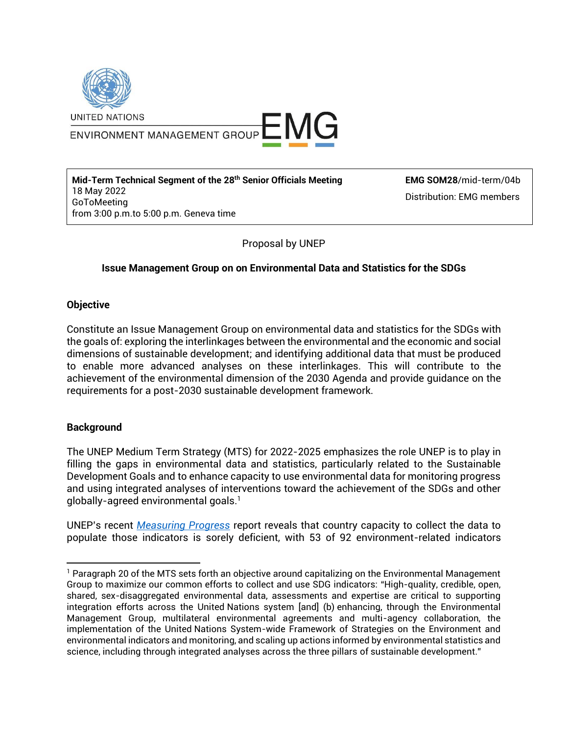UNITED NATIONS
ENVIRONMENT MANAGEMENT GROUP EMG

| **Mid-Term Technical Segment of the 28th Senior Officials Meeting**<br>18 May 2022<br>GoToMeeting<br>from 3:00 p.m.to 5:00 p.m. Geneva time | **EMG SOM28**/mid-term/04b<br>Distribution: EMG members |
|---|---|

Proposal by UNEP

**Issue Management Group on on Environmental Data and Statistics for the SDGs**

**Objective**

Constitute an Issue Management Group on environmental data and statistics for the SDGs with the goals of: exploring the interlinkages between the environmental and the economic and social dimensions of sustainable development; and identifying additional data that must be produced to enable more advanced analyses on these interlinkages. This will contribute to the achievement of the environmental dimension of the 2030 Agenda and provide guidance on the requirements for a post-2030 sustainable development framework.

**Background**

The UNEP Medium Term Strategy (MTS) for 2022-2025 emphasizes the role UNEP is to play in filling the gaps in environmental data and statistics, particularly related to the Sustainable Development Goals and to enhance capacity to use environmental data for monitoring progress and using integrated analyses of interventions toward the achievement of the SDGs and other globally-agreed environmental goals.[1]

UNEP's recent *Measuring Progress* report reveals that country capacity to collect the data to populate those indicators is sorely deficient, with 53 of 92 environment-related indicators

[1] Paragraph 20 of the MTS sets forth an objective around capitalizing on the Environmental Management Group to maximize our common efforts to collect and use SDG indicators: "High-quality, credible, open, shared, sex-disaggregated environmental data, assessments and expertise are critical to supporting integration efforts across the United Nations system [and] (b) enhancing, through the Environmental Management Group, multilateral environmental agreements and multi-agency collaboration, the implementation of the United Nations System-wide Framework of Strategies on the Environment and environmental indicators and monitoring, and scaling up actions informed by environmental statistics and science, including through integrated analyses across the three pillars of sustainable development."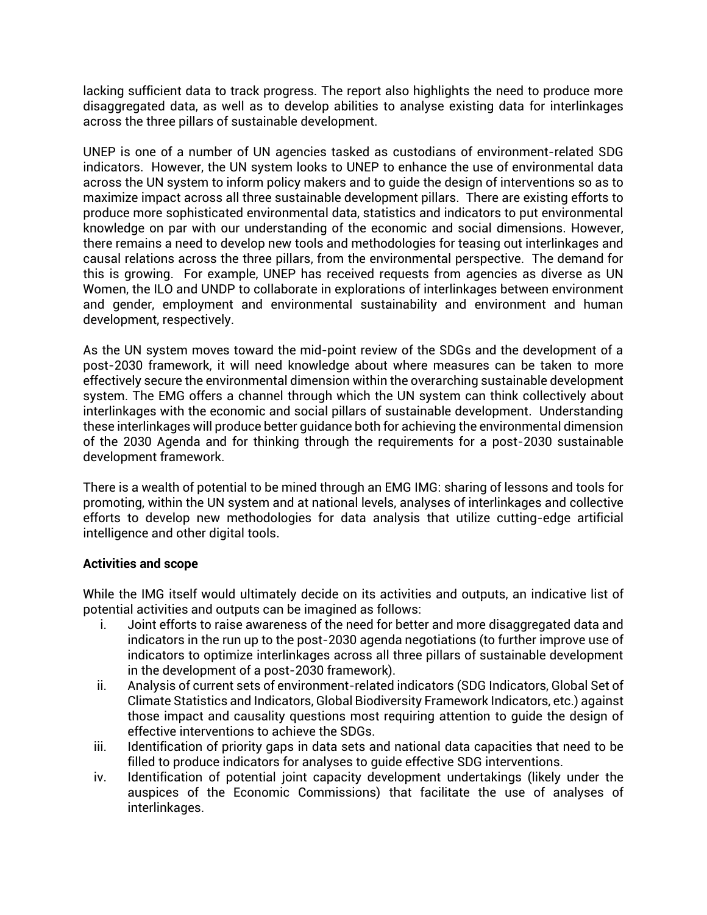lacking sufficient data to track progress. The report also highlights the need to produce more disaggregated data, as well as to develop abilities to analyse existing data for interlinkages across the three pillars of sustainable development.

UNEP is one of a number of UN agencies tasked as custodians of environment-related SDG indicators. However, the UN system looks to UNEP to enhance the use of environmental data across the UN system to inform policy makers and to guide the design of interventions so as to maximize impact across all three sustainable development pillars. There are existing efforts to produce more sophisticated environmental data, statistics and indicators to put environmental knowledge on par with our understanding of the economic and social dimensions. However, there remains a need to develop new tools and methodologies for teasing out interlinkages and causal relations across the three pillars, from the environmental perspective. The demand for this is growing. For example, UNEP has received requests from agencies as diverse as UN Women, the ILO and UNDP to collaborate in explorations of interlinkages between environment and gender, employment and environmental sustainability and environment and human development, respectively.

As the UN system moves toward the mid-point review of the SDGs and the development of a post-2030 framework, it will need knowledge about where measures can be taken to more effectively secure the environmental dimension within the overarching sustainable development system. The EMG offers a channel through which the UN system can think collectively about interlinkages with the economic and social pillars of sustainable development. Understanding these interlinkages will produce better guidance both for achieving the environmental dimension of the 2030 Agenda and for thinking through the requirements for a post-2030 sustainable development framework.

There is a wealth of potential to be mined through an EMG IMG: sharing of lessons and tools for promoting, within the UN system and at national levels, analyses of interlinkages and collective efforts to develop new methodologies for data analysis that utilize cutting-edge artificial intelligence and other digital tools.

**Activities and scope**

While the IMG itself would ultimately decide on its activities and outputs, an indicative list of potential activities and outputs can be imagined as follows:

i. Joint efforts to raise awareness of the need for better and more disaggregated data and indicators in the run up to the post-2030 agenda negotiations (to further improve use of indicators to optimize interlinkages across all three pillars of sustainable development in the development of a post-2030 framework).
ii. Analysis of current sets of environment-related indicators (SDG Indicators, Global Set of Climate Statistics and Indicators, Global Biodiversity Framework Indicators, etc.) against those impact and causality questions most requiring attention to guide the design of effective interventions to achieve the SDGs.
iii. Identification of priority gaps in data sets and national data capacities that need to be filled to produce indicators for analyses to guide effective SDG interventions.
iv. Identification of potential joint capacity development undertakings (likely under the auspices of the Economic Commissions) that facilitate the use of analyses of interlinkages.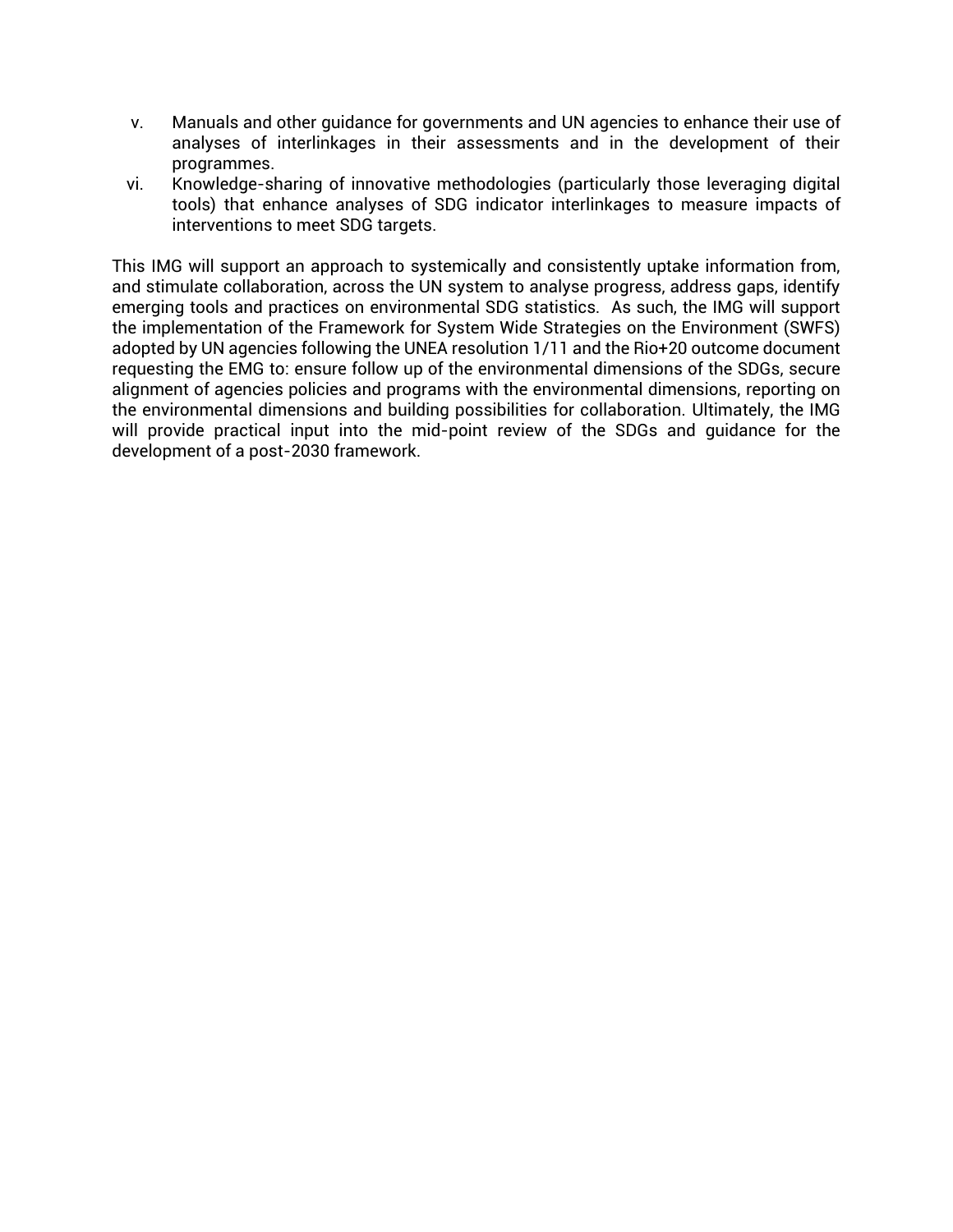v. Manuals and other guidance for governments and UN agencies to enhance their use of analyses of interlinkages in their assessments and in the development of their programmes.

vi. Knowledge-sharing of innovative methodologies (particularly those leveraging digital tools) that enhance analyses of SDG indicator interlinkages to measure impacts of interventions to meet SDG targets.

This IMG will support an approach to systemically and consistently uptake information from, and stimulate collaboration, across the UN system to analyse progress, address gaps, identify emerging tools and practices on environmental SDG statistics. As such, the IMG will support the implementation of the Framework for System Wide Strategies on the Environment (SWFS) adopted by UN agencies following the UNEA resolution 1/11 and the Rio+20 outcome document requesting the EMG to: ensure follow up of the environmental dimensions of the SDGs, secure alignment of agencies policies and programs with the environmental dimensions, reporting on the environmental dimensions and building possibilities for collaboration. Ultimately, the IMG will provide practical input into the mid-point review of the SDGs and guidance for the development of a post-2030 framework.